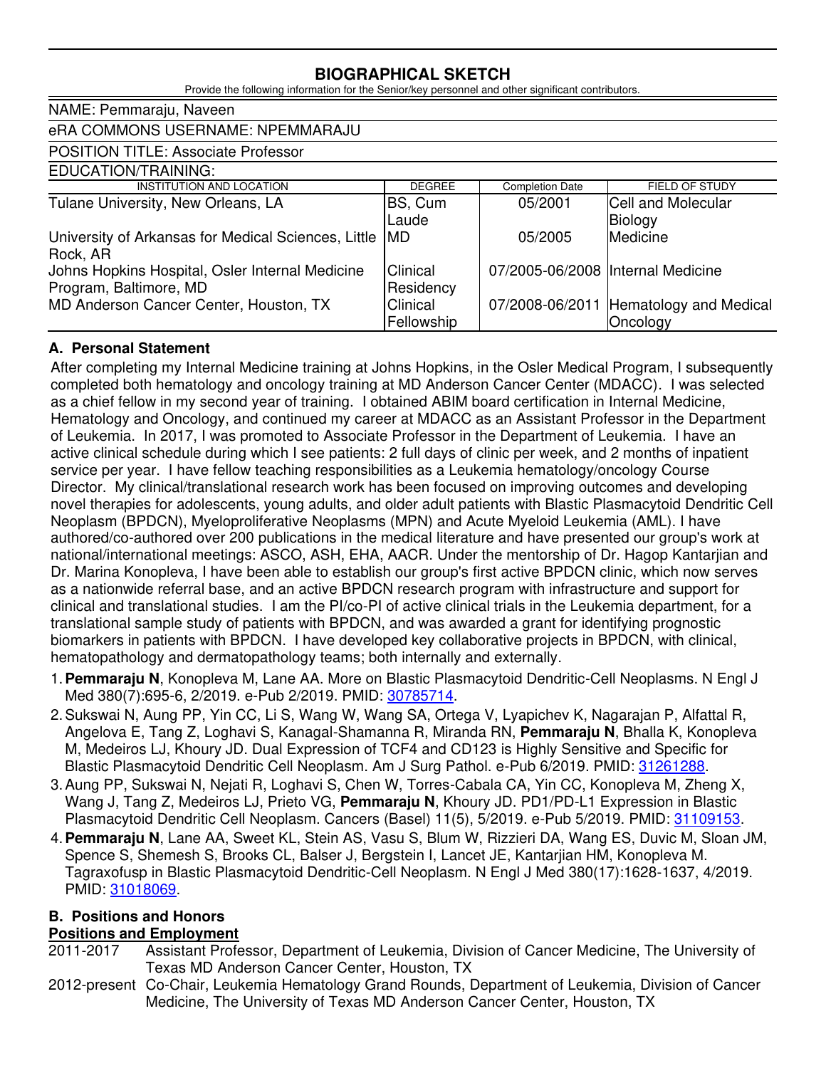# BIOGRAPHICAL SKETCH

Provide the following information for the Senior/key personnel and other significant contributors.

NAME: Pemmaraju, Naveen

eRA COMMONS USERNAME: NPEMMARAJU

POSITION TITLE: Associate Professor

EDUCATION/TRAINING:

| INSTITUTION AND LOCATION | DEGREE | Completion Date | FIELD OF STUDY |
|---|---|---|---|
| Tulane University, New Orleans, LA | BS, Cum Laude | 05/2001 | Cell and Molecular Biology |
| University of Arkansas for Medical Sciences, Little Rock, AR | MD | 05/2005 | Medicine |
| Johns Hopkins Hospital, Osler Internal Medicine Program, Baltimore, MD | Clinical Residency | 07/2005-06/2008 | Internal Medicine |
| MD Anderson Cancer Center, Houston, TX | Clinical Fellowship | 07/2008-06/2011 | Hematology and Medical Oncology |

## A. Personal Statement

After completing my Internal Medicine training at Johns Hopkins, in the Osler Medical Program, I subsequently completed both hematology and oncology training at MD Anderson Cancer Center (MDACC). I was selected as a chief fellow in my second year of training. I obtained ABIM board certification in Internal Medicine, Hematology and Oncology, and continued my career at MDACC as an Assistant Professor in the Department of Leukemia. In 2017, I was promoted to Associate Professor in the Department of Leukemia. I have an active clinical schedule during which I see patients: 2 full days of clinic per week, and 2 months of inpatient service per year. I have fellow teaching responsibilities as a Leukemia hematology/oncology Course Director. My clinical/translational research work has been focused on improving outcomes and developing novel therapies for adolescents, young adults, and older adult patients with Blastic Plasmacytoid Dendritic Cell Neoplasm (BPDCN), Myeloproliferative Neoplasms (MPN) and Acute Myeloid Leukemia (AML). I have authored/co-authored over 200 publications in the medical literature and have presented our group's work at national/international meetings: ASCO, ASH, EHA, AACR. Under the mentorship of Dr. Hagop Kantarjian and Dr. Marina Konopleva, I have been able to establish our group's first active BPDCN clinic, which now serves as a nationwide referral base, and an active BPDCN research program with infrastructure and support for clinical and translational studies. I am the PI/co-PI of active clinical trials in the Leukemia department, for a translational sample study of patients with BPDCN, and was awarded a grant for identifying prognostic biomarkers in patients with BPDCN. I have developed key collaborative projects in BPDCN, with clinical, hematopathology and dermatopathology teams; both internally and externally.

1. **Pemmaraju N**, Konopleva M, Lane AA. More on Blastic Plasmacytoid Dendritic-Cell Neoplasms. N Engl J Med 380(7):695-6, 2/2019. e-Pub 2/2019. PMID: 30785714.
2. Sukswai N, Aung PP, Yin CC, Li S, Wang W, Wang SA, Ortega V, Lyapichev K, Nagarajan P, Alfattal R, Angelova E, Tang Z, Loghavi S, Kanagal-Shamanna R, Miranda RN, **Pemmaraju N**, Bhalla K, Konopleva M, Medeiros LJ, Khoury JD. Dual Expression of TCF4 and CD123 is Highly Sensitive and Specific for Blastic Plasmacytoid Dendritic Cell Neoplasm. Am J Surg Pathol. e-Pub 6/2019. PMID: 31261288.
3. Aung PP, Sukswai N, Nejati R, Loghavi S, Chen W, Torres-Cabala CA, Yin CC, Konopleva M, Zheng X, Wang J, Tang Z, Medeiros LJ, Prieto VG, **Pemmaraju N**, Khoury JD. PD1/PD-L1 Expression in Blastic Plasmacytoid Dendritic Cell Neoplasm. Cancers (Basel) 11(5), 5/2019. e-Pub 5/2019. PMID: 31109153.
4. **Pemmaraju N**, Lane AA, Sweet KL, Stein AS, Vasu S, Blum W, Rizzieri DA, Wang ES, Duvic M, Sloan JM, Spence S, Shemesh S, Brooks CL, Balser J, Bergstein I, Lancet JE, Kantarjian HM, Konopleva M. Tagraxofusp in Blastic Plasmacytoid Dendritic-Cell Neoplasm. N Engl J Med 380(17):1628-1637, 4/2019. PMID: 31018069.

## B. Positions and Honors

### Positions and Employment

2011-2017 Assistant Professor, Department of Leukemia, Division of Cancer Medicine, The University of Texas MD Anderson Cancer Center, Houston, TX

2012-present Co-Chair, Leukemia Hematology Grand Rounds, Department of Leukemia, Division of Cancer Medicine, The University of Texas MD Anderson Cancer Center, Houston, TX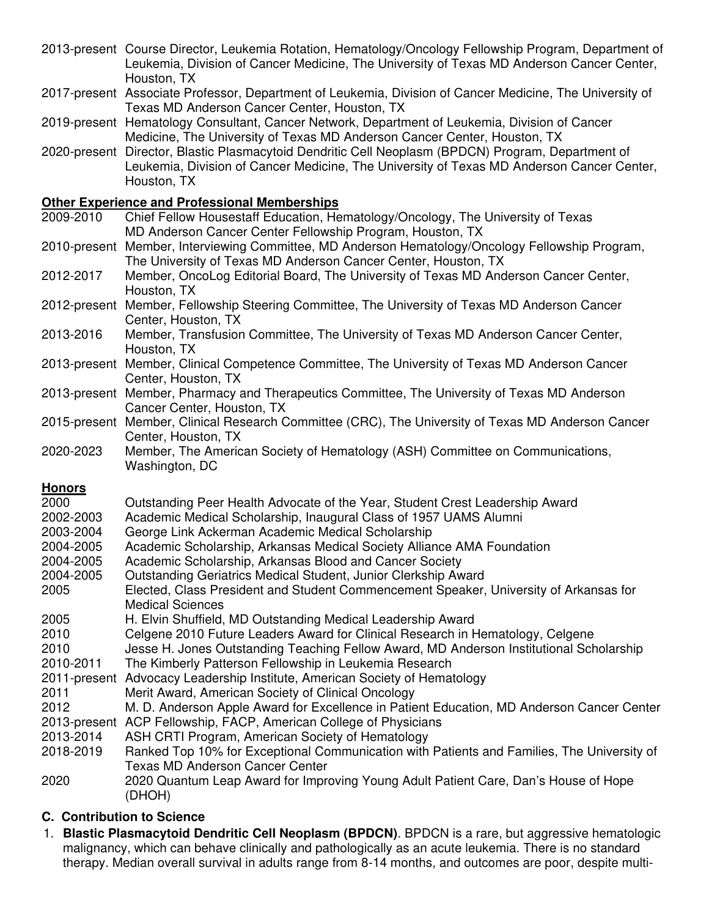2013-present Course Director, Leukemia Rotation, Hematology/Oncology Fellowship Program, Department of Leukemia, Division of Cancer Medicine, The University of Texas MD Anderson Cancer Center, Houston, TX

2017-present Associate Professor, Department of Leukemia, Division of Cancer Medicine, The University of Texas MD Anderson Cancer Center, Houston, TX

2019-present Hematology Consultant, Cancer Network, Department of Leukemia, Division of Cancer Medicine, The University of Texas MD Anderson Cancer Center, Houston, TX

2020-present Director, Blastic Plasmacytoid Dendritic Cell Neoplasm (BPDCN) Program, Department of Leukemia, Division of Cancer Medicine, The University of Texas MD Anderson Cancer Center, Houston, TX

**Other Experience and Professional Memberships**

2009-2010 Chief Fellow Housestaff Education, Hematology/Oncology, The University of Texas MD Anderson Cancer Center Fellowship Program, Houston, TX

2010-present Member, Interviewing Committee, MD Anderson Hematology/Oncology Fellowship Program, The University of Texas MD Anderson Cancer Center, Houston, TX

2012-2017 Member, OncoLog Editorial Board, The University of Texas MD Anderson Cancer Center, Houston, TX

2012-present Member, Fellowship Steering Committee, The University of Texas MD Anderson Cancer Center, Houston, TX

2013-2016 Member, Transfusion Committee, The University of Texas MD Anderson Cancer Center, Houston, TX

2013-present Member, Clinical Competence Committee, The University of Texas MD Anderson Cancer Center, Houston, TX

2013-present Member, Pharmacy and Therapeutics Committee, The University of Texas MD Anderson Cancer Center, Houston, TX

2015-present Member, Clinical Research Committee (CRC), The University of Texas MD Anderson Cancer Center, Houston, TX

2020-2023 Member, The American Society of Hematology (ASH) Committee on Communications, Washington, DC

**Honors**

2000 Outstanding Peer Health Advocate of the Year, Student Crest Leadership Award

2002-2003 Academic Medical Scholarship, Inaugural Class of 1957 UAMS Alumni

2003-2004 George Link Ackerman Academic Medical Scholarship

2004-2005 Academic Scholarship, Arkansas Medical Society Alliance AMA Foundation

2004-2005 Academic Scholarship, Arkansas Blood and Cancer Society

2004-2005 Outstanding Geriatrics Medical Student, Junior Clerkship Award

2005 Elected, Class President and Student Commencement Speaker, University of Arkansas for Medical Sciences

2005 H. Elvin Shuffield, MD Outstanding Medical Leadership Award

2010 Celgene 2010 Future Leaders Award for Clinical Research in Hematology, Celgene

2010 Jesse H. Jones Outstanding Teaching Fellow Award, MD Anderson Institutional Scholarship

2010-2011 The Kimberly Patterson Fellowship in Leukemia Research

2011-present Advocacy Leadership Institute, American Society of Hematology

2011 Merit Award, American Society of Clinical Oncology

2012 M. D. Anderson Apple Award for Excellence in Patient Education, MD Anderson Cancer Center

2013-present ACP Fellowship, FACP, American College of Physicians

2013-2014 ASH CRTI Program, American Society of Hematology

2018-2019 Ranked Top 10% for Exceptional Communication with Patients and Families, The University of Texas MD Anderson Cancer Center

2020 2020 Quantum Leap Award for Improving Young Adult Patient Care, Dan's House of Hope (DHOH)

### C. Contribution to Science

1. **Blastic Plasmacytoid Dendritic Cell Neoplasm (BPDCN)**. BPDCN is a rare, but aggressive hematologic malignancy, which can behave clinically and pathologically as an acute leukemia. There is no standard therapy. Median overall survival in adults range from 8-14 months, and outcomes are poor, despite multi-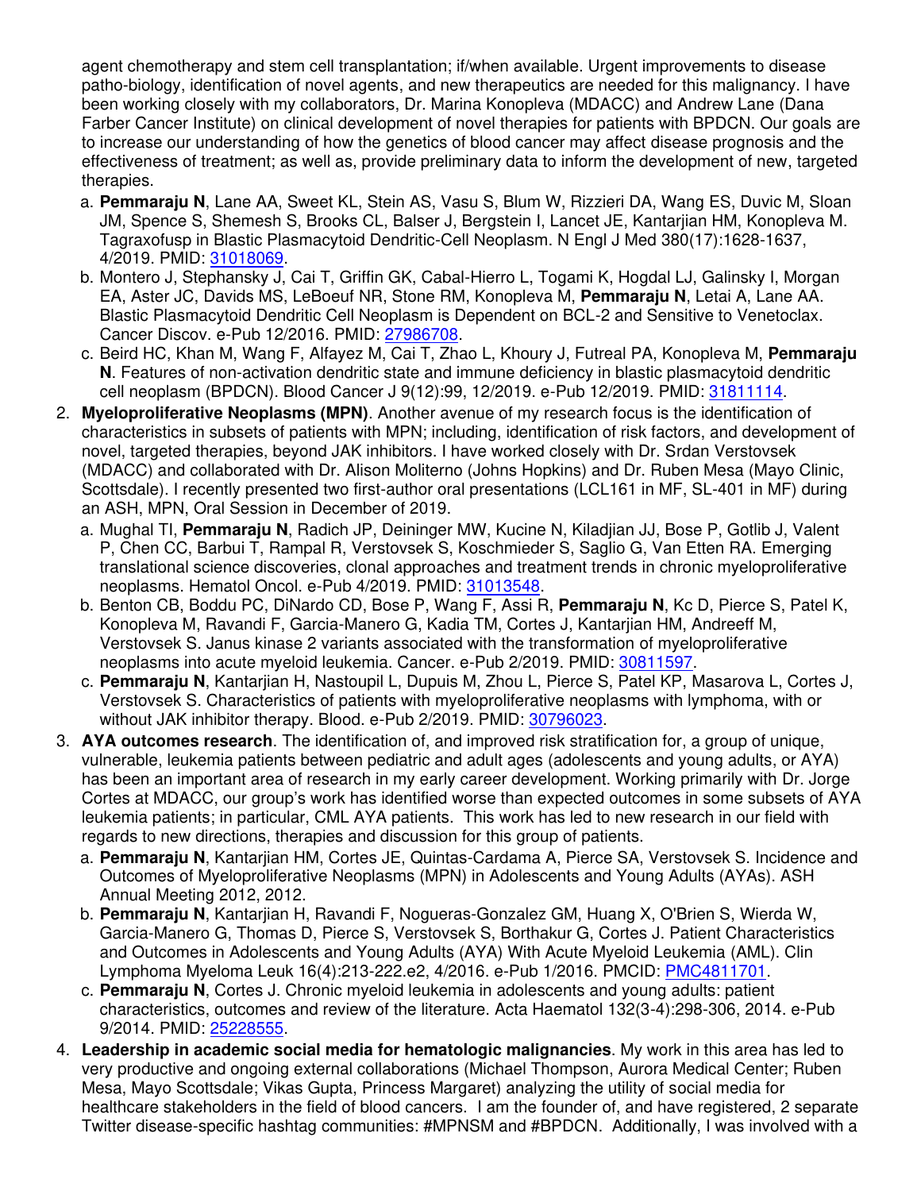agent chemotherapy and stem cell transplantation; if/when available. Urgent improvements to disease patho-biology, identification of novel agents, and new therapeutics are needed for this malignancy. I have been working closely with my collaborators, Dr. Marina Konopleva (MDACC) and Andrew Lane (Dana Farber Cancer Institute) on clinical development of novel therapies for patients with BPDCN. Our goals are to increase our understanding of how the genetics of blood cancer may affect disease prognosis and the effectiveness of treatment; as well as, provide preliminary data to inform the development of new, targeted therapies.

   a. **Pemmaraju N**, Lane AA, Sweet KL, Stein AS, Vasu S, Blum W, Rizzieri DA, Wang ES, Duvic M, Sloan JM, Spence S, Shemesh S, Brooks CL, Balser J, Bergstein I, Lancet JE, Kantarjian HM, Konopleva M. Tagraxofusp in Blastic Plasmacytoid Dendritic-Cell Neoplasm. N Engl J Med 380(17):1628-1637, 4/2019. PMID: 31018069.
   b. Montero J, Stephansky J, Cai T, Griffin GK, Cabal-Hierro L, Togami K, Hogdal LJ, Galinsky I, Morgan EA, Aster JC, Davids MS, LeBoeuf NR, Stone RM, Konopleva M, **Pemmaraju N**, Letai A, Lane AA. Blastic Plasmacytoid Dendritic Cell Neoplasm is Dependent on BCL-2 and Sensitive to Venetoclax. Cancer Discov. e-Pub 12/2016. PMID: 27986708.
   c. Beird HC, Khan M, Wang F, Alfayez M, Cai T, Zhao L, Khoury J, Futreal PA, Konopleva M, **Pemmaraju N**. Features of non-activation dendritic state and immune deficiency in blastic plasmacytoid dendritic cell neoplasm (BPDCN). Blood Cancer J 9(12):99, 12/2019. e-Pub 12/2019. PMID: 31811114.

2. **Myeloproliferative Neoplasms (MPN)**. Another avenue of my research focus is the identification of characteristics in subsets of patients with MPN; including, identification of risk factors, and development of novel, targeted therapies, beyond JAK inhibitors. I have worked closely with Dr. Srdan Verstovsek (MDACC) and collaborated with Dr. Alison Moliterno (Johns Hopkins) and Dr. Ruben Mesa (Mayo Clinic, Scottsdale). I recently presented two first-author oral presentations (LCL161 in MF, SL-401 in MF) during an ASH, MPN, Oral Session in December of 2019.
   a. Mughal TI, **Pemmaraju N**, Radich JP, Deininger MW, Kucine N, Kiladjian JJ, Bose P, Gotlib J, Valent P, Chen CC, Barbui T, Rampal R, Verstovsek S, Koschmieder S, Saglio G, Van Etten RA. Emerging translational science discoveries, clonal approaches and treatment trends in chronic myeloproliferative neoplasms. Hematol Oncol. e-Pub 4/2019. PMID: 31013548.
   b. Benton CB, Boddu PC, DiNardo CD, Bose P, Wang F, Assi R, **Pemmaraju N**, Kc D, Pierce S, Patel K, Konopleva M, Ravandi F, Garcia-Manero G, Kadia TM, Cortes J, Kantarjian HM, Andreeff M, Verstovsek S. Janus kinase 2 variants associated with the transformation of myeloproliferative neoplasms into acute myeloid leukemia. Cancer. e-Pub 2/2019. PMID: 30811597.
   c. **Pemmaraju N**, Kantarjian H, Nastoupil L, Dupuis M, Zhou L, Pierce S, Patel KP, Masarova L, Cortes J, Verstovsek S. Characteristics of patients with myeloproliferative neoplasms with lymphoma, with or without JAK inhibitor therapy. Blood. e-Pub 2/2019. PMID: 30796023.

3. **AYA outcomes research**. The identification of, and improved risk stratification for, a group of unique, vulnerable, leukemia patients between pediatric and adult ages (adolescents and young adults, or AYA) has been an important area of research in my early career development. Working primarily with Dr. Jorge Cortes at MDACC, our group's work has identified worse than expected outcomes in some subsets of AYA leukemia patients; in particular, CML AYA patients. This work has led to new research in our field with regards to new directions, therapies and discussion for this group of patients.
   a. **Pemmaraju N**, Kantarjian HM, Cortes JE, Quintas-Cardama A, Pierce SA, Verstovsek S. Incidence and Outcomes of Myeloproliferative Neoplasms (MPN) in Adolescents and Young Adults (AYAs). ASH Annual Meeting 2012, 2012.
   b. **Pemmaraju N**, Kantarjian H, Ravandi F, Nogueras-Gonzalez GM, Huang X, O'Brien S, Wierda W, Garcia-Manero G, Thomas D, Pierce S, Verstovsek S, Borthakur G, Cortes J. Patient Characteristics and Outcomes in Adolescents and Young Adults (AYA) With Acute Myeloid Leukemia (AML). Clin Lymphoma Myeloma Leuk 16(4):213-222.e2, 4/2016. e-Pub 1/2016. PMCID: PMC4811701.
   c. **Pemmaraju N**, Cortes J. Chronic myeloid leukemia in adolescents and young adults: patient characteristics, outcomes and review of the literature. Acta Haematol 132(3-4):298-306, 2014. e-Pub 9/2014. PMID: 25228555.

4. **Leadership in academic social media for hematologic malignancies**. My work in this area has led to very productive and ongoing external collaborations (Michael Thompson, Aurora Medical Center; Ruben Mesa, Mayo Scottsdale; Vikas Gupta, Princess Margaret) analyzing the utility of social media for healthcare stakeholders in the field of blood cancers. I am the founder of, and have registered, 2 separate Twitter disease-specific hashtag communities: #MPNSM and #BPDCN. Additionally, I was involved with a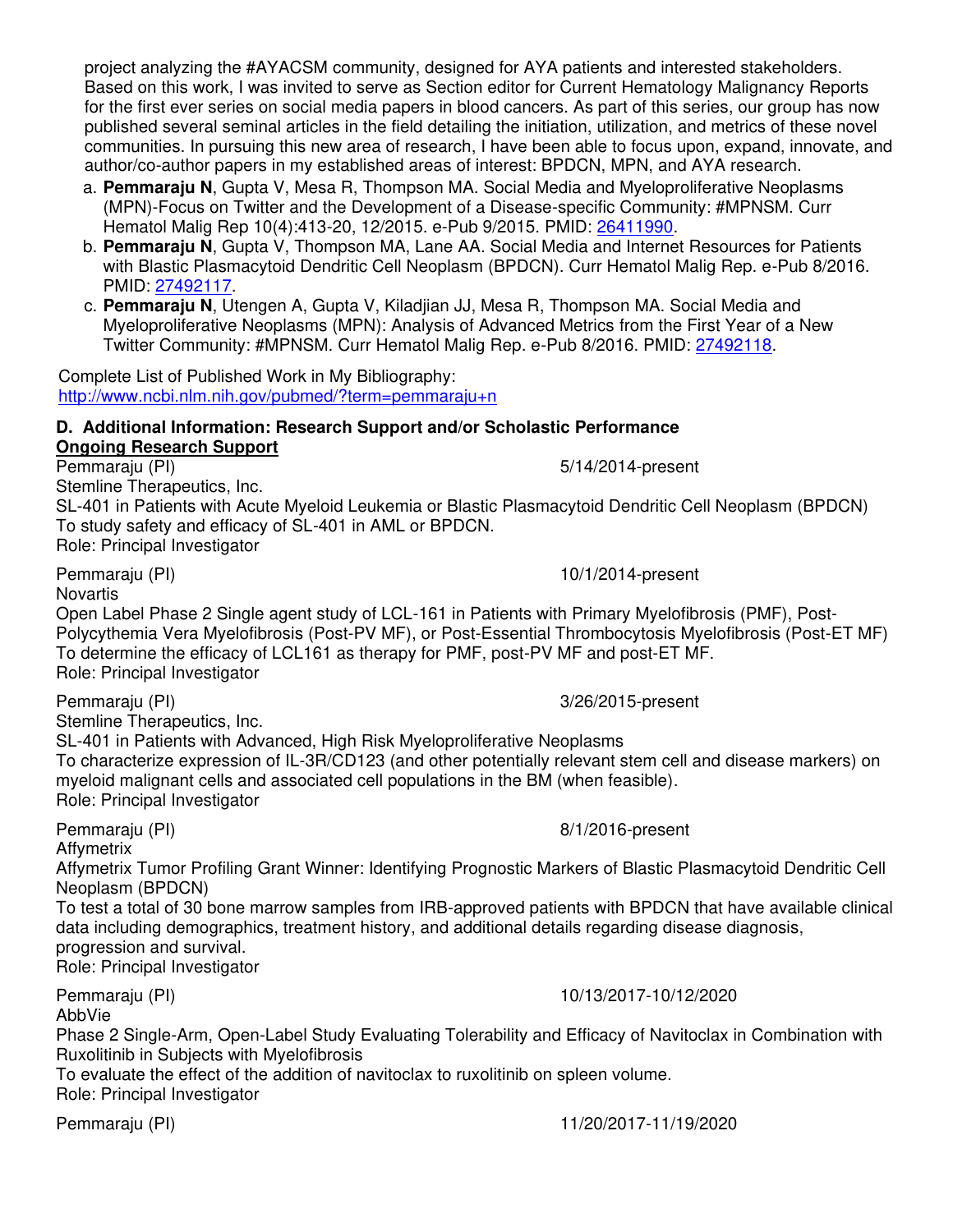project analyzing the #AYACSM community, designed for AYA patients and interested stakeholders. Based on this work, I was invited to serve as Section editor for Current Hematology Malignancy Reports for the first ever series on social media papers in blood cancers. As part of this series, our group has now published several seminal articles in the field detailing the initiation, utilization, and metrics of these novel communities. In pursuing this new area of research, I have been able to focus upon, expand, innovate, and author/co-author papers in my established areas of interest: BPDCN, MPN, and AYA research.

a. **Pemmaraju N**, Gupta V, Mesa R, Thompson MA. Social Media and Myeloproliferative Neoplasms (MPN)-Focus on Twitter and the Development of a Disease-specific Community: #MPNSM. Curr Hematol Malig Rep 10(4):413-20, 12/2015. e-Pub 9/2015. PMID: 26411990.
b. **Pemmaraju N**, Gupta V, Thompson MA, Lane AA. Social Media and Internet Resources for Patients with Blastic Plasmacytoid Dendritic Cell Neoplasm (BPDCN). Curr Hematol Malig Rep. e-Pub 8/2016. PMID: 27492117.
c. **Pemmaraju N**, Utengen A, Gupta V, Kiladjian JJ, Mesa R, Thompson MA. Social Media and Myeloproliferative Neoplasms (MPN): Analysis of Advanced Metrics from the First Year of a New Twitter Community: #MPNSM. Curr Hematol Malig Rep. e-Pub 8/2016. PMID: 27492118.

Complete List of Published Work in My Bibliography:
http://www.ncbi.nlm.nih.gov/pubmed/?term=pemmaraju+n

## D. Additional Information: Research Support and/or Scholastic Performance

**Ongoing Research Support**

Pemmaraju (PI) 5/14/2014-present
Stemline Therapeutics, Inc.
SL-401 in Patients with Acute Myeloid Leukemia or Blastic Plasmacytoid Dendritic Cell Neoplasm (BPDCN)
To study safety and efficacy of SL-401 in AML or BPDCN.
Role: Principal Investigator

Pemmaraju (PI) 10/1/2014-present
Novartis
Open Label Phase 2 Single agent study of LCL-161 in Patients with Primary Myelofibrosis (PMF), Post-Polycythemia Vera Myelofibrosis (Post-PV MF), or Post-Essential Thrombocytosis Myelofibrosis (Post-ET MF)
To determine the efficacy of LCL161 as therapy for PMF, post-PV MF and post-ET MF.
Role: Principal Investigator

Pemmaraju (PI) 3/26/2015-present
Stemline Therapeutics, Inc.
SL-401 in Patients with Advanced, High Risk Myeloproliferative Neoplasms
To characterize expression of IL-3R/CD123 (and other potentially relevant stem cell and disease markers) on myeloid malignant cells and associated cell populations in the BM (when feasible).
Role: Principal Investigator

Pemmaraju (PI) 8/1/2016-present
Affymetrix
Affymetrix Tumor Profiling Grant Winner: Identifying Prognostic Markers of Blastic Plasmacytoid Dendritic Cell Neoplasm (BPDCN)
To test a total of 30 bone marrow samples from IRB-approved patients with BPDCN that have available clinical data including demographics, treatment history, and additional details regarding disease diagnosis, progression and survival.
Role: Principal Investigator

Pemmaraju (PI) 10/13/2017-10/12/2020
AbbVie
Phase 2 Single-Arm, Open-Label Study Evaluating Tolerability and Efficacy of Navitoclax in Combination with Ruxolitinib in Subjects with Myelofibrosis
To evaluate the effect of the addition of navitoclax to ruxolitinib on spleen volume.
Role: Principal Investigator

Pemmaraju (PI) 11/20/2017-11/19/2020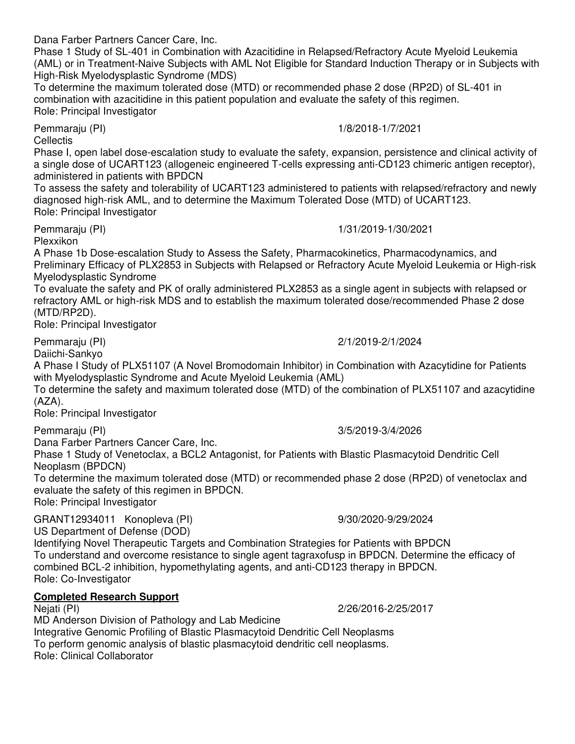Dana Farber Partners Cancer Care, Inc.
Phase 1 Study of SL-401 in Combination with Azacitidine in Relapsed/Refractory Acute Myeloid Leukemia (AML) or in Treatment-Naive Subjects with AML Not Eligible for Standard Induction Therapy or in Subjects with High-Risk Myelodysplastic Syndrome (MDS)
To determine the maximum tolerated dose (MTD) or recommended phase 2 dose (RP2D) of SL-401 in combination with azacitidine in this patient population and evaluate the safety of this regimen.
Role: Principal Investigator

Pemmaraju (PI) 1/8/2018-1/7/2021
Cellectis
Phase I, open label dose-escalation study to evaluate the safety, expansion, persistence and clinical activity of a single dose of UCART123 (allogeneic engineered T-cells expressing anti-CD123 chimeric antigen receptor), administered in patients with BPDCN
To assess the safety and tolerability of UCART123 administered to patients with relapsed/refractory and newly diagnosed high-risk AML, and to determine the Maximum Tolerated Dose (MTD) of UCART123.
Role: Principal Investigator

Pemmaraju (PI) 1/31/2019-1/30/2021
Plexxikon
A Phase 1b Dose-escalation Study to Assess the Safety, Pharmacokinetics, Pharmacodynamics, and Preliminary Efficacy of PLX2853 in Subjects with Relapsed or Refractory Acute Myeloid Leukemia or High-risk Myelodysplastic Syndrome
To evaluate the safety and PK of orally administered PLX2853 as a single agent in subjects with relapsed or refractory AML or high-risk MDS and to establish the maximum tolerated dose/recommended Phase 2 dose (MTD/RP2D).
Role: Principal Investigator

Pemmaraju (PI) 2/1/2019-2/1/2024
Daiichi-Sankyo
A Phase I Study of PLX51107 (A Novel Bromodomain Inhibitor) in Combination with Azacytidine for Patients with Myelodysplastic Syndrome and Acute Myeloid Leukemia (AML)
To determine the safety and maximum tolerated dose (MTD) of the combination of PLX51107 and azacytidine (AZA).
Role: Principal Investigator

Pemmaraju (PI) 3/5/2019-3/4/2026
Dana Farber Partners Cancer Care, Inc.
Phase 1 Study of Venetoclax, a BCL2 Antagonist, for Patients with Blastic Plasmacytoid Dendritic Cell Neoplasm (BPDCN)
To determine the maximum tolerated dose (MTD) or recommended phase 2 dose (RP2D) of venetoclax and evaluate the safety of this regimen in BPDCN.
Role: Principal Investigator

GRANT12934011 Konopleva (PI) 9/30/2020-9/29/2024
US Department of Defense (DOD)
Identifying Novel Therapeutic Targets and Combination Strategies for Patients with BPDCN
To understand and overcome resistance to single agent tagraxofusp in BPDCN. Determine the efficacy of combined BCL-2 inhibition, hypomethylating agents, and anti-CD123 therapy in BPDCN.
Role: Co-Investigator

**Completed Research Support**

Nejati (PI) 2/26/2016-2/25/2017
MD Anderson Division of Pathology and Lab Medicine
Integrative Genomic Profiling of Blastic Plasmacytoid Dendritic Cell Neoplasms
To perform genomic analysis of blastic plasmacytoid dendritic cell neoplasms.
Role: Clinical Collaborator